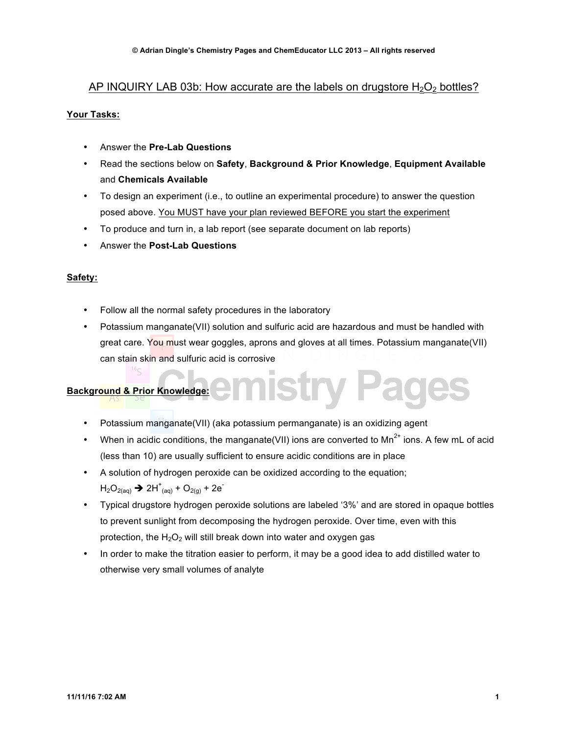# AP INQUIRY LAB 03b: How accurate are the labels on drugstore $H_2O_2$ bottles?

**Your Tasks:**

- Answer the **Pre-Lab Questions**
- Read the sections below on **Safety**, **Background & Prior Knowledge**, **Equipment Available** and **Chemicals Available**
- To design an experiment (i.e., to outline an experimental procedure) to answer the question posed above. You MUST have your plan reviewed BEFORE you start the experiment
- To produce and turn in, a lab report (see separate document on lab reports)
- Answer the **Post-Lab Questions**

**Safety:**

- Follow all the normal safety procedures in the laboratory
- Potassium manganate(VII) solution and sulfuric acid are hazardous and must be handled with great care. You must wear goggles, aprons and gloves at all times. Potassium manganate(VII) can stain skin and sulfuric acid is corrosive

**Background & Prior Knowledge:**

- Potassium manganate(VII) (aka potassium permanganate) is an oxidizing agent
- When in acidic conditions, the manganate(VII) ions are converted to $Mn^{2+}$ ions. A few mL of acid (less than 10) are usually sufficient to ensure acidic conditions are in place
- A solution of hydrogen peroxide can be oxidized according to the equation;
  $H_2O_{2(aq)} \rightarrow 2H^+_{(aq)} + O_{2(g)} + 2e^-$
- Typical drugstore hydrogen peroxide solutions are labeled '3%' and are stored in opaque bottles to prevent sunlight from decomposing the hydrogen peroxide. Over time, even with this protection, the $H_2O_2$ will still break down into water and oxygen gas
- In order to make the titration easier to perform, it may be a good idea to add distilled water to otherwise very small volumes of analyte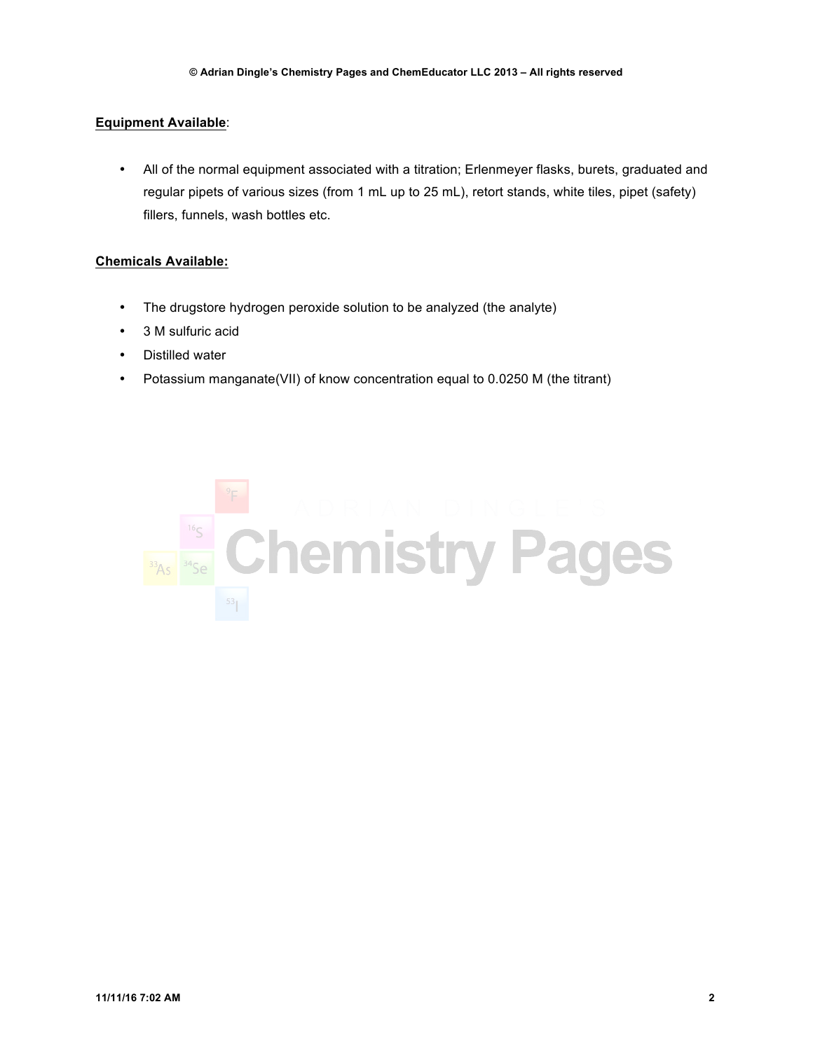**Equipment Available**:

- All of the normal equipment associated with a titration; Erlenmeyer flasks, burets, graduated and regular pipets of various sizes (from 1 mL up to 25 mL), retort stands, white tiles, pipet (safety) fillers, funnels, wash bottles etc.

**Chemicals Available:**

- The drugstore hydrogen peroxide solution to be analyzed (the analyte)
- 3 M sulfuric acid
- Distilled water
- Potassium manganate(VII) of know concentration equal to 0.0250 M (the titrant)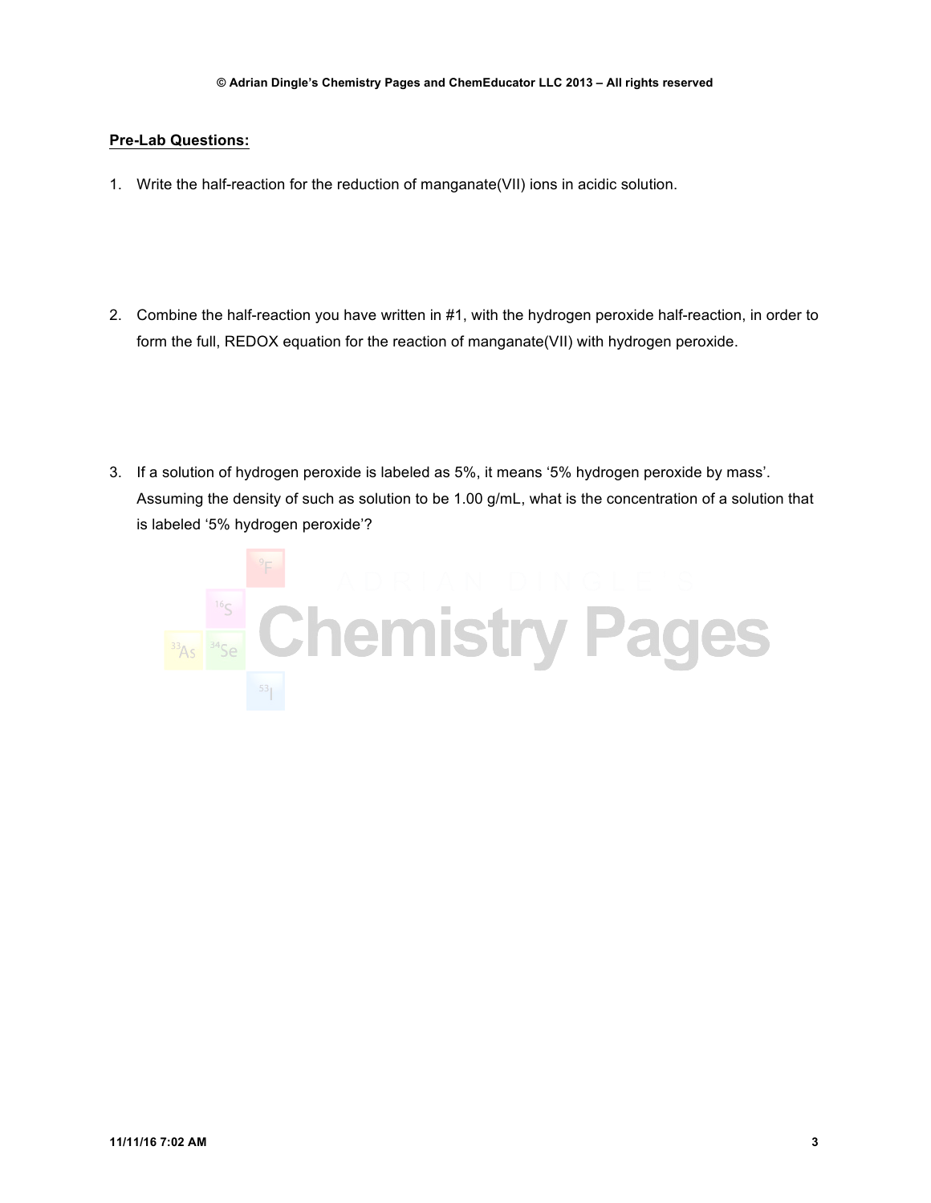**Pre-Lab Questions:**

1. Write the half-reaction for the reduction of manganate(VII) ions in acidic solution.

2. Combine the half-reaction you have written in #1, with the hydrogen peroxide half-reaction, in order to form the full, REDOX equation for the reaction of manganate(VII) with hydrogen peroxide.

3. If a solution of hydrogen peroxide is labeled as 5%, it means '5% hydrogen peroxide by mass'. Assuming the density of such as solution to be 1.00 g/mL, what is the concentration of a solution that is labeled '5% hydrogen peroxide'?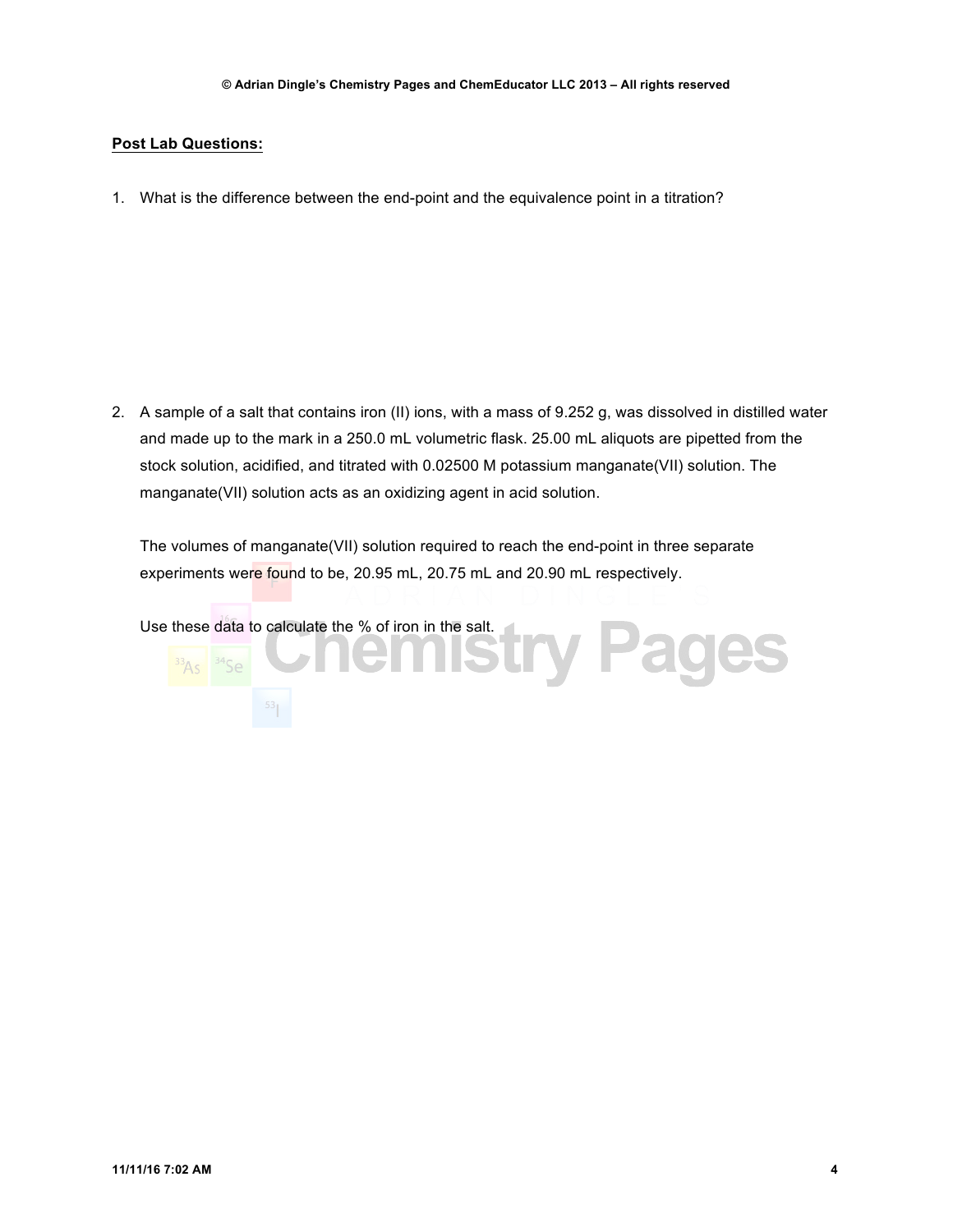**Post Lab Questions:**

1. What is the difference between the end-point and the equivalence point in a titration?

2. A sample of a salt that contains iron (II) ions, with a mass of 9.252 g, was dissolved in distilled water and made up to the mark in a 250.0 mL volumetric flask. 25.00 mL aliquots are pipetted from the stock solution, acidified, and titrated with 0.02500 M potassium manganate(VII) solution. The manganate(VII) solution acts as an oxidizing agent in acid solution.

   The volumes of manganate(VII) solution required to reach the end-point in three separate experiments were found to be, 20.95 mL, 20.75 mL and 20.90 mL respectively.

   Use these data to calculate the % of iron in the salt.